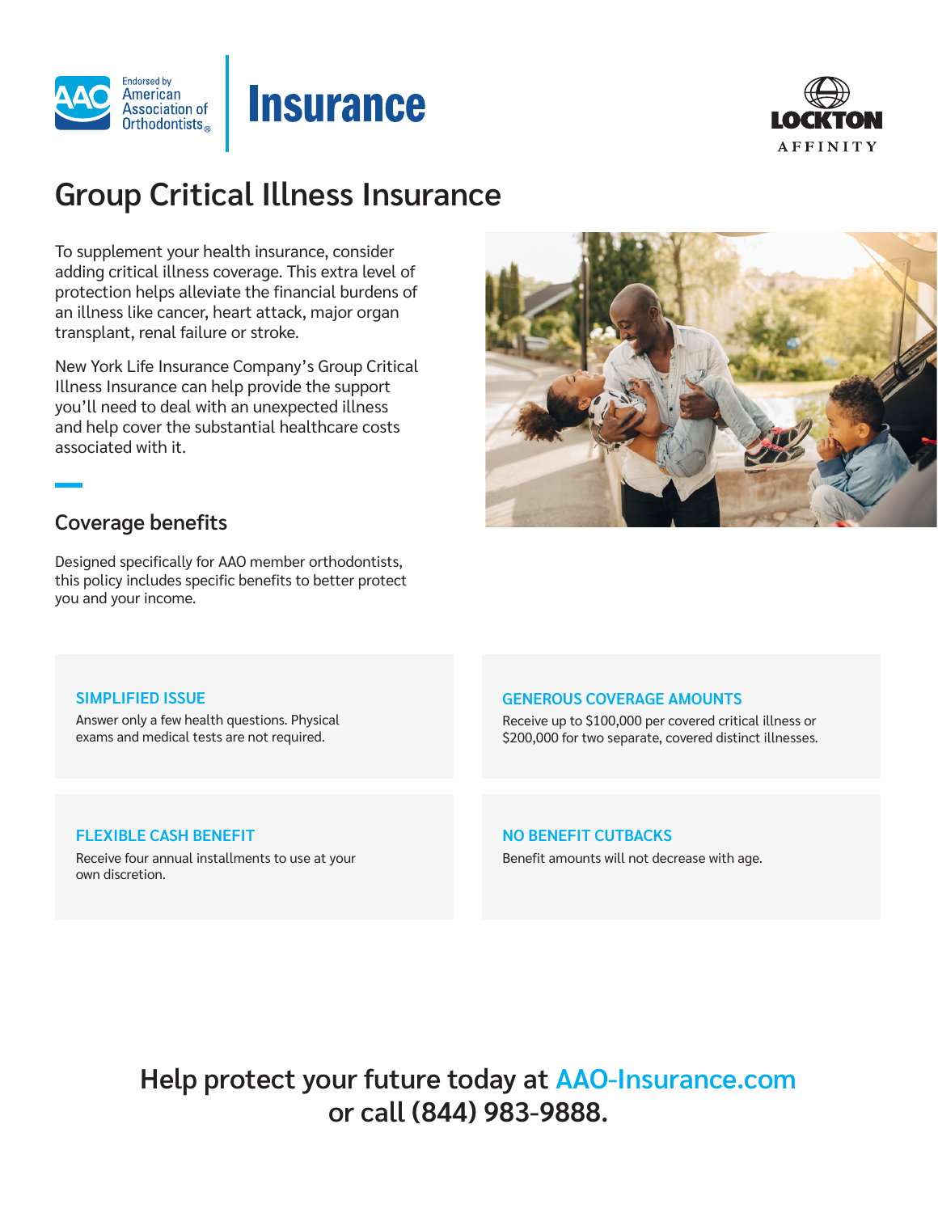Endorsed by American Association of Orthodontists®

# Insurance

LOCKTON AFFINITY

## Group Critical Illness Insurance

To supplement your health insurance, consider adding critical illness coverage. This extra level of protection helps alleviate the financial burdens of an illness like cancer, heart attack, major organ transplant, renal failure or stroke.

New York Life Insurance Company's Group Critical Illness Insurance can help provide the support you'll need to deal with an unexpected illness and help cover the substantial healthcare costs associated with it.

### Coverage benefits

Designed specifically for AAO member orthodontists, this policy includes specific benefits to better protect you and your income.

**SIMPLIFIED ISSUE**
Answer only a few health questions. Physical exams and medical tests are not required.

**GENEROUS COVERAGE AMOUNTS**
Receive up to $100,000 per covered critical illness or $200,000 for two separate, covered distinct illnesses.

**FLEXIBLE CASH BENEFIT**
Receive four annual installments to use at your own discretion.

**NO BENEFIT CUTBACKS**
Benefit amounts will not decrease with age.

**Help protect your future today at AAO-Insurance.com or call (844) 983-9888.**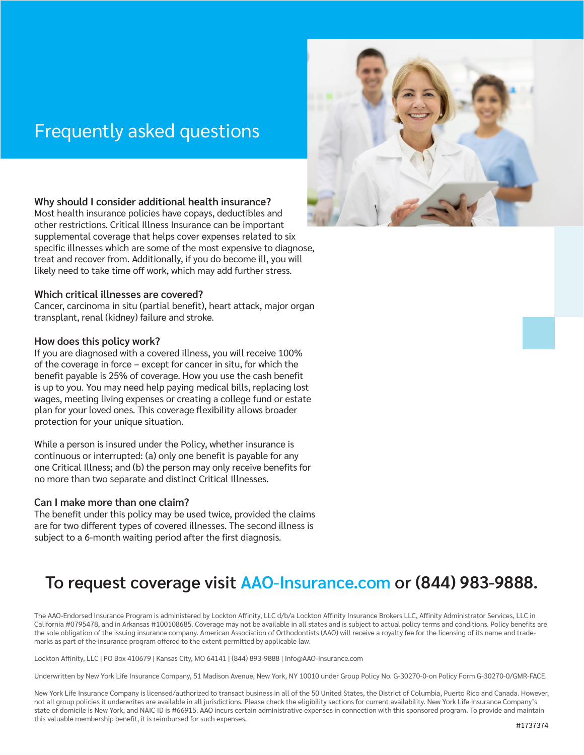# Frequently asked questions

**Why should I consider additional health insurance?**
Most health insurance policies have copays, deductibles and other restrictions. Critical Illness Insurance can be important supplemental coverage that helps cover expenses related to six specific illnesses which are some of the most expensive to diagnose, treat and recover from. Additionally, if you do become ill, you will likely need to take time off work, which may add further stress.

**Which critical illnesses are covered?**
Cancer, carcinoma in situ (partial benefit), heart attack, major organ transplant, renal (kidney) failure and stroke.

**How does this policy work?**
If you are diagnosed with a covered illness, you will receive 100% of the coverage in force – except for cancer in situ, for which the benefit payable is 25% of coverage. How you use the cash benefit is up to you. You may need help paying medical bills, replacing lost wages, meeting living expenses or creating a college fund or estate plan for your loved ones. This coverage flexibility allows broader protection for your unique situation.

While a person is insured under the Policy, whether insurance is continuous or interrupted: (a) only one benefit is payable for any one Critical Illness; and (b) the person may only receive benefits for no more than two separate and distinct Critical Illnesses.

**Can I make more than one claim?**
The benefit under this policy may be used twice, provided the claims are for two different types of covered illnesses. The second illness is subject to a 6-month waiting period after the first diagnosis.

## To request coverage visit AAO-Insurance.com or (844) 983-9888.

The AAO-Endorsed Insurance Program is administered by Lockton Affinity, LLC d/b/a Lockton Affinity Insurance Brokers LLC, Affinity Administrator Services, LLC in California #0795478, and in Arkansas #100108685. Coverage may not be available in all states and is subject to actual policy terms and conditions. Policy benefits are the sole obligation of the issuing insurance company. American Association of Orthodontists (AAO) will receive a royalty fee for the licensing of its name and trademarks as part of the insurance program offered to the extent permitted by applicable law.

Lockton Affinity, LLC | PO Box 410679 | Kansas City, MO 64141 | (844) 893-9888 | Info@AAO-Insurance.com

Underwritten by New York Life Insurance Company, 51 Madison Avenue, New York, NY 10010 under Group Policy No. G-30270-0-on Policy Form G-30270-0/GMR-FACE.

New York Life Insurance Company is licensed/authorized to transact business in all of the 50 United States, the District of Columbia, Puerto Rico and Canada. However, not all group policies it underwrites are available in all jurisdictions. Please check the eligibility sections for current availability. New York Life Insurance Company's state of domicile is New York, and NAIC ID is #66915. AAO incurs certain administrative expenses in connection with this sponsored program. To provide and maintain this valuable membership benefit, it is reimbursed for such expenses.

#1737374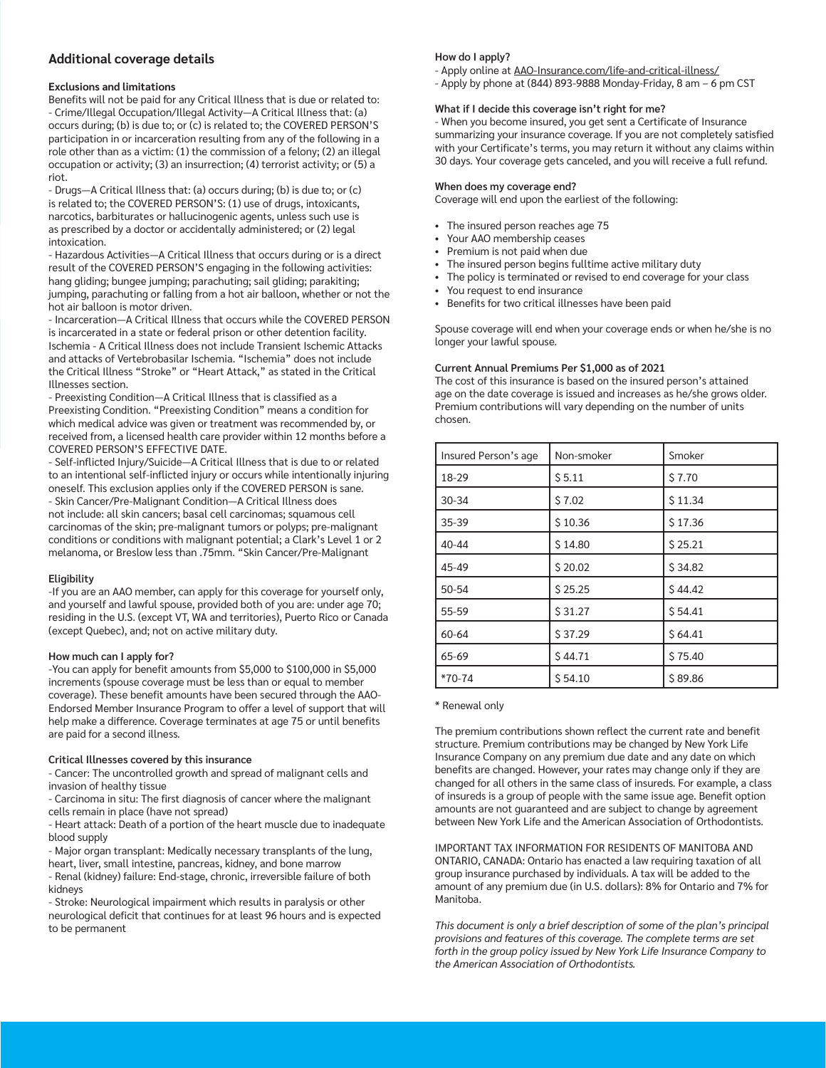## Additional coverage details

### Exclusions and limitations

Benefits will not be paid for any Critical Illness that is due or related to:

- Crime/Illegal Occupation/Illegal Activity—A Critical Illness that: (a) occurs during; (b) is due to; or (c) is related to; the COVERED PERSON'S participation in or incarceration resulting from any of the following in a role other than as a victim: (1) the commission of a felony; (2) an illegal occupation or activity; (3) an insurrection; (4) terrorist activity; or (5) a riot.
- Drugs—A Critical Illness that: (a) occurs during; (b) is due to; or (c) is related to; the COVERED PERSON'S: (1) use of drugs, intoxicants, narcotics, barbiturates or hallucinogenic agents, unless such use is as prescribed by a doctor or accidentally administered; or (2) legal intoxication.
- Hazardous Activities—A Critical Illness that occurs during or is a direct result of the COVERED PERSON'S engaging in the following activities: hang gliding; bungee jumping; parachuting; sail gliding; parakiting; jumping, parachuting or falling from a hot air balloon, whether or not the hot air balloon is motor driven.
- Incarceration—A Critical Illness that occurs while the COVERED PERSON is incarcerated in a state or federal prison or other detention facility.

Ischemia - A Critical Illness does not include Transient Ischemic Attacks and attacks of Vertebrobasilar Ischemia. "Ischemia" does not include the Critical Illness "Stroke" or "Heart Attack," as stated in the Critical Illnesses section.

- Preexisting Condition—A Critical Illness that is classified as a Preexisting Condition. "Preexisting Condition" means a condition for which medical advice was given or treatment was recommended by, or received from, a licensed health care provider within 12 months before a COVERED PERSON'S EFFECTIVE DATE.
- Self-inflicted Injury/Suicide—A Critical Illness that is due to or related to an intentional self-inflicted injury or occurs while intentionally injuring oneself. This exclusion applies only if the COVERED PERSON is sane.
- Skin Cancer/Pre-Malignant Condition—A Critical Illness does not include: all skin cancers; basal cell carcinomas; squamous cell carcinomas of the skin; pre-malignant tumors or polyps; pre-malignant conditions or conditions with malignant potential; a Clark's Level 1 or 2 melanoma, or Breslow less than .75mm. "Skin Cancer/Pre-Malignant

### Eligibility

-If you are an AAO member, can apply for this coverage for yourself only, and yourself and lawful spouse, provided both of you are: under age 70; residing in the U.S. (except VT, WA and territories), Puerto Rico or Canada (except Quebec), and; not on active military duty.

### How much can I apply for?

-You can apply for benefit amounts from $5,000 to $100,000 in $5,000 increments (spouse coverage must be less than or equal to member coverage). These benefit amounts have been secured through the AAO-Endorsed Member Insurance Program to offer a level of support that will help make a difference. Coverage terminates at age 75 or until benefits are paid for a second illness.

### Critical Illnesses covered by this insurance

- Cancer: The uncontrolled growth and spread of malignant cells and invasion of healthy tissue
- Carcinoma in situ: The first diagnosis of cancer where the malignant cells remain in place (have not spread)
- Heart attack: Death of a portion of the heart muscle due to inadequate blood supply
- Major organ transplant: Medically necessary transplants of the lung, heart, liver, small intestine, pancreas, kidney, and bone marrow
- Renal (kidney) failure: End-stage, chronic, irreversible failure of both kidneys
- Stroke: Neurological impairment which results in paralysis or other neurological deficit that continues for at least 96 hours and is expected to be permanent

### How do I apply?

- Apply online at AAO-Insurance.com/life-and-critical-illness/
- Apply by phone at (844) 893-9888 Monday-Friday, 8 am – 6 pm CST

### What if I decide this coverage isn't right for me?

- When you become insured, you get sent a Certificate of Insurance summarizing your insurance coverage. If you are not completely satisfied with your Certificate's terms, you may return it without any claims within 30 days. Your coverage gets canceled, and you will receive a full refund.

### When does my coverage end?

Coverage will end upon the earliest of the following:

- The insured person reaches age 75
- Your AAO membership ceases
- Premium is not paid when due
- The insured person begins fulltime active military duty
- The policy is terminated or revised to end coverage for your class
- You request to end insurance
- Benefits for two critical illnesses have been paid

Spouse coverage will end when your coverage ends or when he/she is no longer your lawful spouse.

### Current Annual Premiums Per $1,000 as of 2021

The cost of this insurance is based on the insured person's attained age on the date coverage is issued and increases as he/she grows older. Premium contributions will vary depending on the number of units chosen.

| Insured Person's age | Non-smoker | Smoker |
|---|---|---|
| 18-29 | $ 5.11 | $ 7.70 |
| 30-34 | $ 7.02 | $ 11.34 |
| 35-39 | $ 10.36 | $ 17.36 |
| 40-44 | $ 14.80 | $ 25.21 |
| 45-49 | $ 20.02 | $ 34.82 |
| 50-54 | $ 25.25 | $ 44.42 |
| 55-59 | $ 31.27 | $ 54.41 |
| 60-64 | $ 37.29 | $ 64.41 |
| 65-69 | $ 44.71 | $ 75.40 |
| *70-74 | $ 54.10 | $ 89.86 |

* Renewal only

The premium contributions shown reflect the current rate and benefit structure. Premium contributions may be changed by New York Life Insurance Company on any premium due date and any date on which benefits are changed. However, your rates may change only if they are changed for all others in the same class of insureds. For example, a class of insureds is a group of people with the same issue age. Benefit option amounts are not guaranteed and are subject to change by agreement between New York Life and the American Association of Orthodontists.

IMPORTANT TAX INFORMATION FOR RESIDENTS OF MANITOBA AND ONTARIO, CANADA: Ontario has enacted a law requiring taxation of all group insurance purchased by individuals. A tax will be added to the amount of any premium due (in U.S. dollars): 8% for Ontario and 7% for Manitoba.

*This document is only a brief description of some of the plan's principal provisions and features of this coverage. The complete terms are set forth in the group policy issued by New York Life Insurance Company to the American Association of Orthodontists.*